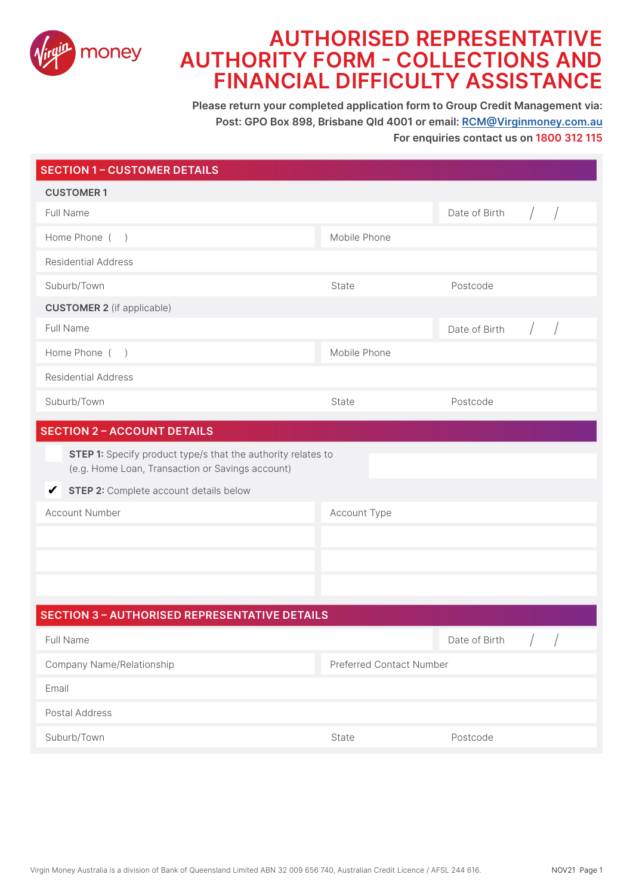# AUTHORISED REPRESENTATIVE AUTHORITY FORM - COLLECTIONS AND FINANCIAL DIFFICULTY ASSISTANCE

**Please return your completed application form to Group Credit Management via:**
**Post: GPO Box 898, Brisbane Qld 4001 or email: RCM@Virginmoney.com.au**
**For enquiries contact us on 1800 312 115**

## SECTION 1 – CUSTOMER DETAILS

**CUSTOMER 1**

| | | |
|---|---|---|
| Full Name | | Date of Birth / / |
| Home Phone ( ) | Mobile Phone | |
| Residential Address | | |
| Suburb/Town | State | Postcode |

**CUSTOMER 2** (if applicable)

| | | |
|---|---|---|
| Full Name | | Date of Birth / / |
| Home Phone ( ) | Mobile Phone | |
| Residential Address | | |
| Suburb/Town | State | Postcode |

## SECTION 2 – ACCOUNT DETAILS

☐ **STEP 1:** Specify product type/s that the authority relates to (e.g. Home Loan, Transaction or Savings account)

✔ **STEP 2:** Complete account details below

| Account Number | Account Type |
|---|---|
| | |
| | |
| | |

## SECTION 3 – AUTHORISED REPRESENTATIVE DETAILS

| | | |
|---|---|---|
| Full Name | | Date of Birth / / |
| Company Name/Relationship | Preferred Contact Number | |
| Email | | |
| Postal Address | | |
| Suburb/Town | State | Postcode |

Virgin Money Australia is a division of Bank of Queensland Limited ABN 32 009 656 740, Australian Credit Licence / AFSL 244 616.

NOV21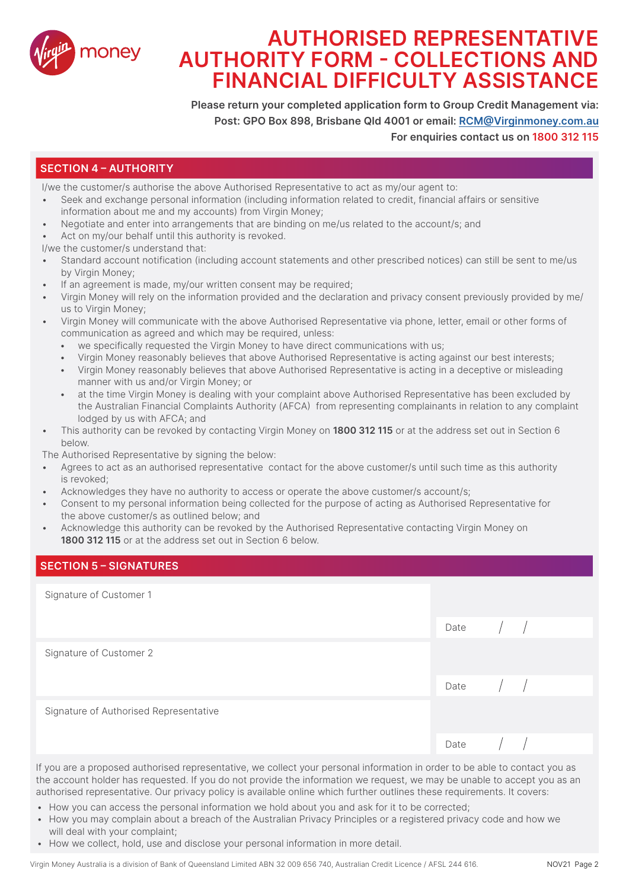# AUTHORISED REPRESENTATIVE AUTHORITY FORM - COLLECTIONS AND FINANCIAL DIFFICULTY ASSISTANCE

**Please return your completed application form to Group Credit Management via:**
**Post: GPO Box 898, Brisbane Qld 4001 or email: RCM@Virginmoney.com.au**
**For enquiries contact us on 1800 312 115**

## SECTION 4 – AUTHORITY

I/we the customer/s authorise the above Authorised Representative to act as my/our agent to:

- Seek and exchange personal information (including information related to credit, financial affairs or sensitive information about me and my accounts) from Virgin Money;
- Negotiate and enter into arrangements that are binding on me/us related to the account/s; and
- Act on my/our behalf until this authority is revoked.

I/we the customer/s understand that:

- Standard account notification (including account statements and other prescribed notices) can still be sent to me/us by Virgin Money;
- If an agreement is made, my/our written consent may be required;
- Virgin Money will rely on the information provided and the declaration and privacy consent previously provided by me/us to Virgin Money;
- Virgin Money will communicate with the above Authorised Representative via phone, letter, email or other forms of communication as agreed and which may be required, unless:
  - we specifically requested the Virgin Money to have direct communications with us;
  - Virgin Money reasonably believes that above Authorised Representative is acting against our best interests;
  - Virgin Money reasonably believes that above Authorised Representative is acting in a deceptive or misleading manner with us and/or Virgin Money; or
  - at the time Virgin Money is dealing with your complaint above Authorised Representative has been excluded by the Australian Financial Complaints Authority (AFCA) from representing complainants in relation to any complaint lodged by us with AFCA; and
- This authority can be revoked by contacting Virgin Money on **1800 312 115** or at the address set out in Section 6 below.

The Authorised Representative by signing the below:

- Agrees to act as an authorised representative contact for the above customer/s until such time as this authority is revoked;
- Acknowledges they have no authority to access or operate the above customer/s account/s;
- Consent to my personal information being collected for the purpose of acting as Authorised Representative for the above customer/s as outlined below; and
- Acknowledge this authority can be revoked by the Authorised Representative contacting Virgin Money on **1800 312 115** or at the address set out in Section 6 below.

## SECTION 5 – SIGNATURES

| Signature | Date |
|---|---|
| Signature of Customer 1 | Date / / |
| Signature of Customer 2 | Date / / |
| Signature of Authorised Representative | Date / / |

If you are a proposed authorised representative, we collect your personal information in order to be able to contact you as the account holder has requested. If you do not provide the information we request, we may be unable to accept you as an authorised representative. Our privacy policy is available online which further outlines these requirements. It covers:

- How you can access the personal information we hold about you and ask for it to be corrected;
- How you may complain about a breach of the Australian Privacy Principles or a registered privacy code and how we will deal with your complaint;
- How we collect, hold, use and disclose your personal information in more detail.

Virgin Money Australia is a division of Bank of Queensland Limited ABN 32 009 656 740, Australian Credit Licence / AFSL 244 616.

NOV21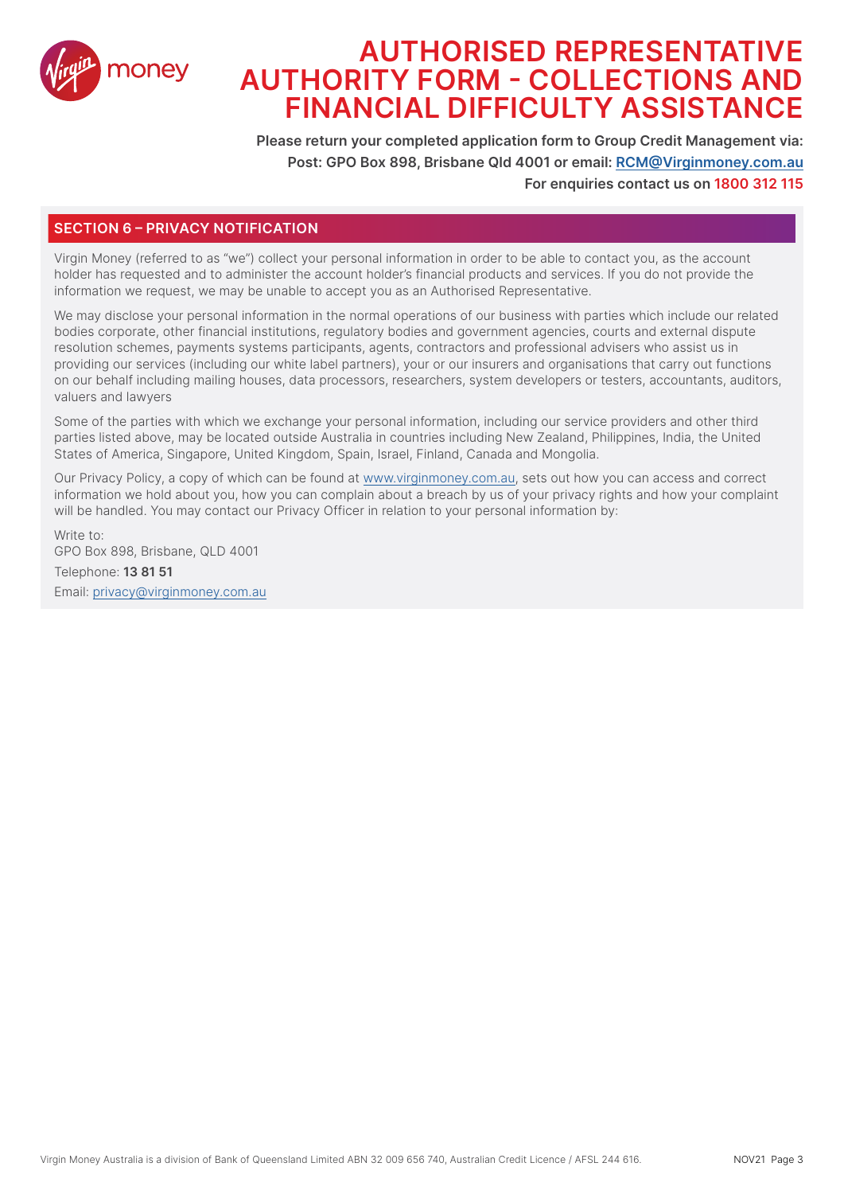# AUTHORISED REPRESENTATIVE AUTHORITY FORM - COLLECTIONS AND FINANCIAL DIFFICULTY ASSISTANCE

**Please return your completed application form to Group Credit Management via:**
**Post: GPO Box 898, Brisbane Qld 4001 or email: RCM@Virginmoney.com.au**
**For enquiries contact us on 1800 312 115**

## SECTION 6 – PRIVACY NOTIFICATION

Virgin Money (referred to as "we") collect your personal information in order to be able to contact you, as the account holder has requested and to administer the account holder's financial products and services. If you do not provide the information we request, we may be unable to accept you as an Authorised Representative.

We may disclose your personal information in the normal operations of our business with parties which include our related bodies corporate, other financial institutions, regulatory bodies and government agencies, courts and external dispute resolution schemes, payments systems participants, agents, contractors and professional advisers who assist us in providing our services (including our white label partners), your or our insurers and organisations that carry out functions on our behalf including mailing houses, data processors, researchers, system developers or testers, accountants, auditors, valuers and lawyers

Some of the parties with which we exchange your personal information, including our service providers and other third parties listed above, may be located outside Australia in countries including New Zealand, Philippines, India, the United States of America, Singapore, United Kingdom, Spain, Israel, Finland, Canada and Mongolia.

Our Privacy Policy, a copy of which can be found at www.virginmoney.com.au, sets out how you can access and correct information we hold about you, how you can complain about a breach by us of your privacy rights and how your complaint will be handled. You may contact our Privacy Officer in relation to your personal information by:

Write to:
GPO Box 898, Brisbane, QLD 4001

Telephone: **13 81 51**

Email: privacy@virginmoney.com.au

Virgin Money Australia is a division of Bank of Queensland Limited ABN 32 009 656 740, Australian Credit Licence / AFSL 244 616.

NOV21